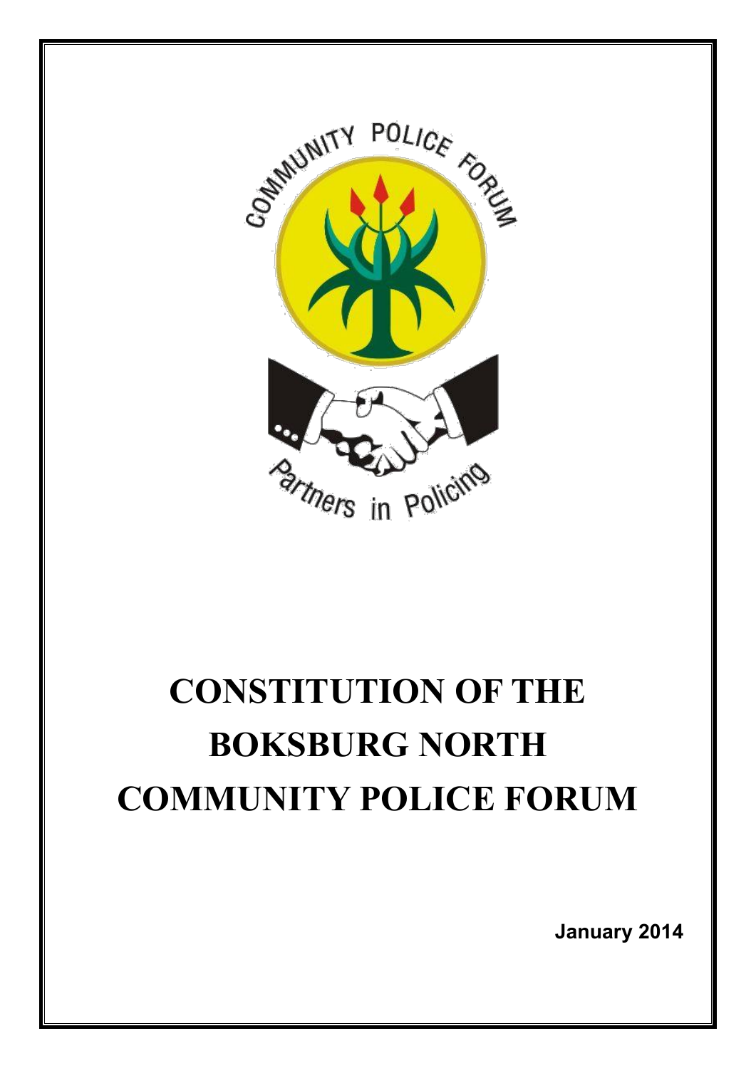# CONSTITUTION OF THE BOKSBURG NORTH COMMUNITY POLICE FORUM

**January 2014**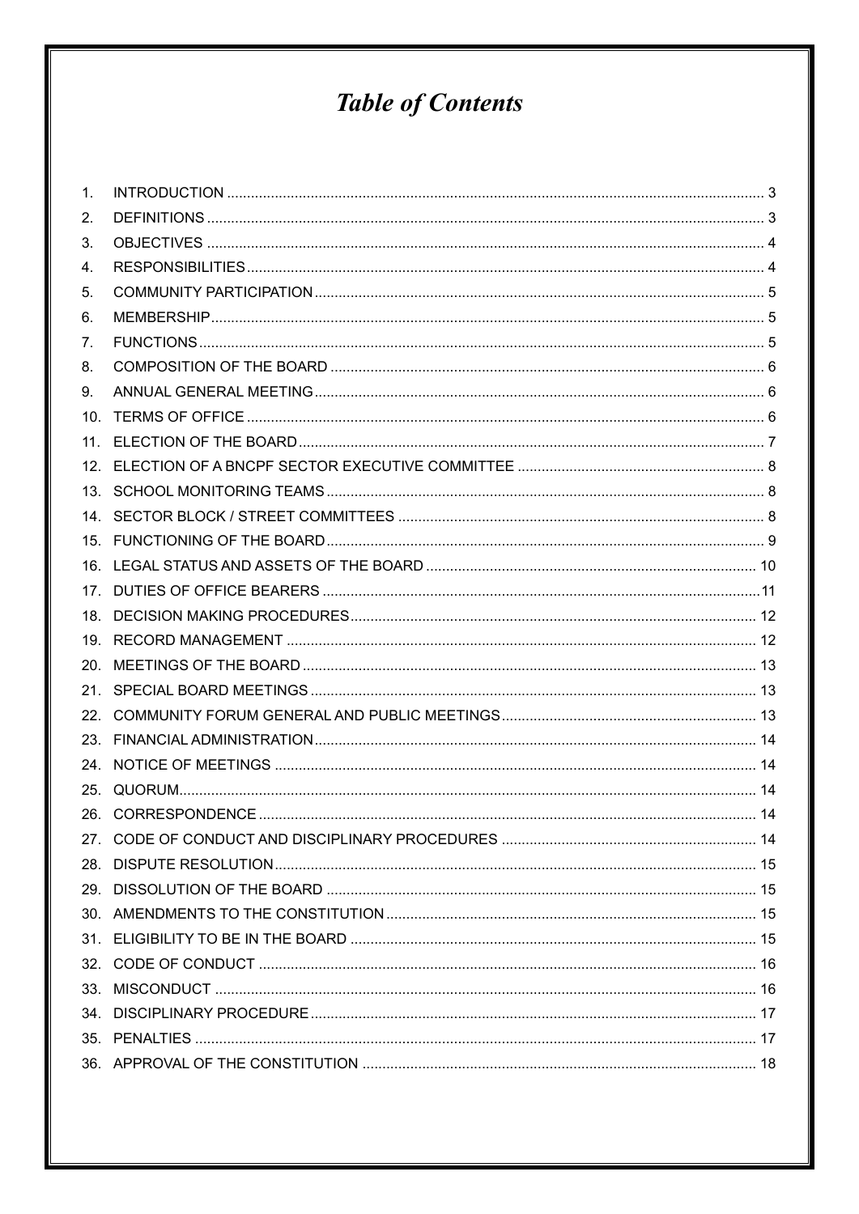# *Table of Contents*

1. INTRODUCTION ..................................................... 3
2. DEFINITIONS ..................................................... 3
3. OBJECTIVES ..................................................... 4
4. RESPONSIBILITIES ..................................................... 4
5. COMMUNITY PARTICIPATION ..................................................... 5
6. MEMBERSHIP ..................................................... 5
7. FUNCTIONS ..................................................... 5
8. COMPOSITION OF THE BOARD ..................................................... 6
9. ANNUAL GENERAL MEETING ..................................................... 6
10. TERMS OF OFFICE ..................................................... 6
11. ELECTION OF THE BOARD ..................................................... 7
12. ELECTION OF A BNCPF SECTOR EXECUTIVE COMMITTEE ..................................................... 8
13. SCHOOL MONITORING TEAMS ..................................................... 8
14. SECTOR BLOCK / STREET COMMITTEES ..................................................... 8
15. FUNCTIONING OF THE BOARD ..................................................... 9
16. LEGAL STATUS AND ASSETS OF THE BOARD ..................................................... 10
17. DUTIES OF OFFICE BEARERS ..................................................... 11
18. DECISION MAKING PROCEDURES ..................................................... 12
19. RECORD MANAGEMENT ..................................................... 12
20. MEETINGS OF THE BOARD ..................................................... 13
21. SPECIAL BOARD MEETINGS ..................................................... 13
22. COMMUNITY FORUM GENERAL AND PUBLIC MEETINGS ..................................................... 13
23. FINANCIAL ADMINISTRATION ..................................................... 14
24. NOTICE OF MEETINGS ..................................................... 14
25. QUORUM ..................................................... 14
26. CORRESPONDENCE ..................................................... 14
27. CODE OF CONDUCT AND DISCIPLINARY PROCEDURES ..................................................... 14
28. DISPUTE RESOLUTION ..................................................... 15
29. DISSOLUTION OF THE BOARD ..................................................... 15
30. AMENDMENTS TO THE CONSTITUTION ..................................................... 15
31. ELIGIBILITY TO BE IN THE BOARD ..................................................... 15
32. CODE OF CONDUCT ..................................................... 16
33. MISCONDUCT ..................................................... 16
34. DISCIPLINARY PROCEDURE ..................................................... 17
35. PENALTIES ..................................................... 17
36. APPROVAL OF THE CONSTITUTION ..................................................... 18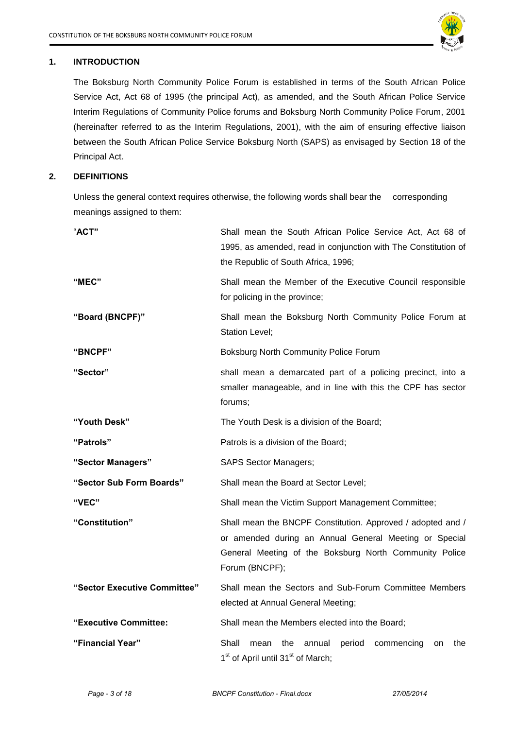## 1. INTRODUCTION

The Boksburg North Community Police Forum is established in terms of the South African Police Service Act, Act 68 of 1995 (the principal Act), as amended, and the South African Police Service Interim Regulations of Community Police forums and Boksburg North Community Police Forum, 2001 (hereinafter referred to as the Interim Regulations, 2001), with the aim of ensuring effective liaison between the South African Police Service Boksburg North (SAPS) as envisaged by Section 18 of the Principal Act.

## 2. DEFINITIONS

Unless the general context requires otherwise, the following words shall bear the corresponding meanings assigned to them:

| | |
|---|---|
| "**ACT"** | Shall mean the South African Police Service Act, Act 68 of 1995, as amended, read in conjunction with The Constitution of the Republic of South Africa, 1996; |
| **"MEC"** | Shall mean the Member of the Executive Council responsible for policing in the province; |
| **"Board (BNCPF)"** | Shall mean the Boksburg North Community Police Forum at Station Level; |
| **"BNCPF"** | Boksburg North Community Police Forum |
| **"Sector"** | shall mean a demarcated part of a policing precinct, into a smaller manageable, and in line with this the CPF has sector forums; |
| **"Youth Desk"** | The Youth Desk is a division of the Board; |
| **"Patrols"** | Patrols is a division of the Board; |
| **"Sector Managers"** | SAPS Sector Managers; |
| **"Sector Sub Form Boards"** | Shall mean the Board at Sector Level; |
| **"VEC"** | Shall mean the Victim Support Management Committee; |
| **"Constitution"** | Shall mean the BNCPF Constitution. Approved / adopted and / or amended during an Annual General Meeting or Special General Meeting of the Boksburg North Community Police Forum (BNCPF); |
| **"Sector Executive Committee"** | Shall mean the Sectors and Sub-Forum Committee Members elected at Annual General Meeting; |
| **"Executive Committee:** | Shall mean the Members elected into the Board; |
| **"Financial Year"** | Shall mean the annual period commencing on the 1st of April until 31st of March; |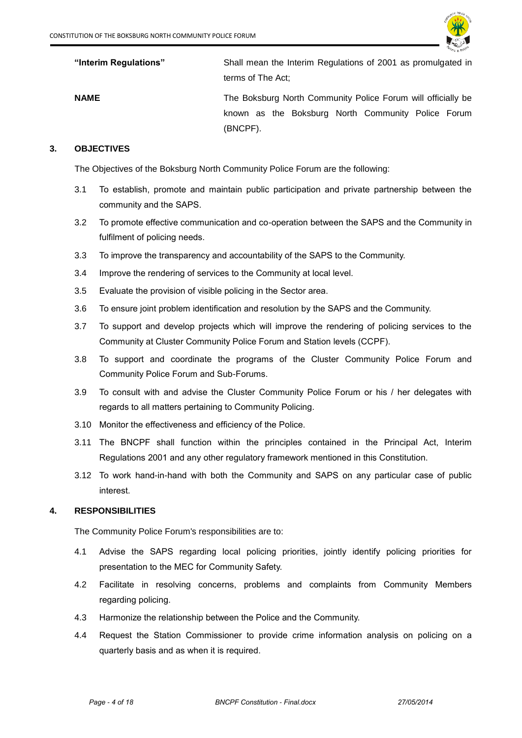| | |
|---|---|
| **"Interim Regulations"** | Shall mean the Interim Regulations of 2001 as promulgated in terms of The Act; |
| **NAME** | The Boksburg North Community Police Forum will officially be known as the Boksburg North Community Police Forum (BNCPF). |

## 3. OBJECTIVES

The Objectives of the Boksburg North Community Police Forum are the following:

3.1 To establish, promote and maintain public participation and private partnership between the community and the SAPS.

3.2 To promote effective communication and co-operation between the SAPS and the Community in fulfilment of policing needs.

3.3 To improve the transparency and accountability of the SAPS to the Community.

3.4 Improve the rendering of services to the Community at local level.

3.5 Evaluate the provision of visible policing in the Sector area.

3.6 To ensure joint problem identification and resolution by the SAPS and the Community.

3.7 To support and develop projects which will improve the rendering of policing services to the Community at Cluster Community Police Forum and Station levels (CCPF).

3.8 To support and coordinate the programs of the Cluster Community Police Forum and Community Police Forum and Sub-Forums.

3.9 To consult with and advise the Cluster Community Police Forum or his / her delegates with regards to all matters pertaining to Community Policing.

3.10 Monitor the effectiveness and efficiency of the Police.

3.11 The BNCPF shall function within the principles contained in the Principal Act, Interim Regulations 2001 and any other regulatory framework mentioned in this Constitution.

3.12 To work hand-in-hand with both the Community and SAPS on any particular case of public interest.

## 4. RESPONSIBILITIES

The Community Police Forum's responsibilities are to:

4.1 Advise the SAPS regarding local policing priorities, jointly identify policing priorities for presentation to the MEC for Community Safety.

4.2 Facilitate in resolving concerns, problems and complaints from Community Members regarding policing.

4.3 Harmonize the relationship between the Police and the Community.

4.4 Request the Station Commissioner to provide crime information analysis on policing on a quarterly basis and as when it is required.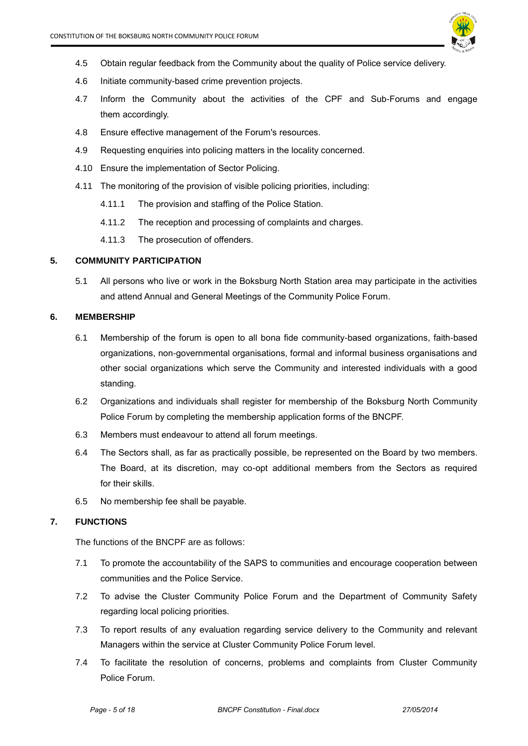4.5 Obtain regular feedback from the Community about the quality of Police service delivery.

4.6 Initiate community-based crime prevention projects.

4.7 Inform the Community about the activities of the CPF and Sub-Forums and engage them accordingly.

4.8 Ensure effective management of the Forum's resources.

4.9 Requesting enquiries into policing matters in the locality concerned.

4.10 Ensure the implementation of Sector Policing.

4.11 The monitoring of the provision of visible policing priorities, including:

4.11.1 The provision and staffing of the Police Station.

4.11.2 The reception and processing of complaints and charges.

4.11.3 The prosecution of offenders.

## 5. COMMUNITY PARTICIPATION

5.1 All persons who live or work in the Boksburg North Station area may participate in the activities and attend Annual and General Meetings of the Community Police Forum.

## 6. MEMBERSHIP

6.1 Membership of the forum is open to all bona fide community-based organizations, faith-based organizations, non-governmental organisations, formal and informal business organisations and other social organizations which serve the Community and interested individuals with a good standing.

6.2 Organizations and individuals shall register for membership of the Boksburg North Community Police Forum by completing the membership application forms of the BNCPF.

6.3 Members must endeavour to attend all forum meetings.

6.4 The Sectors shall, as far as practically possible, be represented on the Board by two members. The Board, at its discretion, may co-opt additional members from the Sectors as required for their skills.

6.5 No membership fee shall be payable.

## 7. FUNCTIONS

The functions of the BNCPF are as follows:

7.1 To promote the accountability of the SAPS to communities and encourage cooperation between communities and the Police Service.

7.2 To advise the Cluster Community Police Forum and the Department of Community Safety regarding local policing priorities.

7.3 To report results of any evaluation regarding service delivery to the Community and relevant Managers within the service at Cluster Community Police Forum level.

7.4 To facilitate the resolution of concerns, problems and complaints from Cluster Community Police Forum.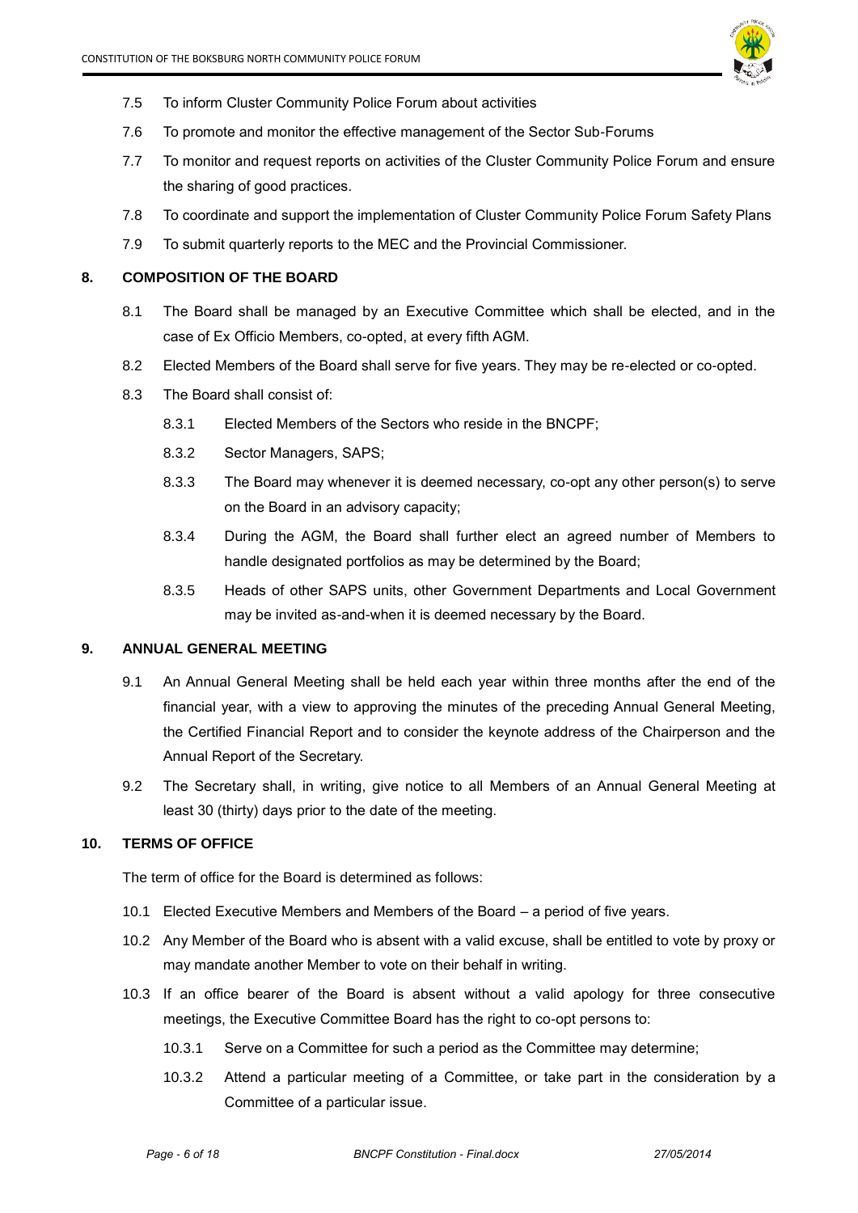7.5 To inform Cluster Community Police Forum about activities

7.6 To promote and monitor the effective management of the Sector Sub-Forums

7.7 To monitor and request reports on activities of the Cluster Community Police Forum and ensure the sharing of good practices.

7.8 To coordinate and support the implementation of Cluster Community Police Forum Safety Plans

7.9 To submit quarterly reports to the MEC and the Provincial Commissioner.

## 8. COMPOSITION OF THE BOARD

8.1 The Board shall be managed by an Executive Committee which shall be elected, and in the case of Ex Officio Members, co-opted, at every fifth AGM.

8.2 Elected Members of the Board shall serve for five years. They may be re-elected or co-opted.

8.3 The Board shall consist of:

8.3.1 Elected Members of the Sectors who reside in the BNCPF;

8.3.2 Sector Managers, SAPS;

8.3.3 The Board may whenever it is deemed necessary, co-opt any other person(s) to serve on the Board in an advisory capacity;

8.3.4 During the AGM, the Board shall further elect an agreed number of Members to handle designated portfolios as may be determined by the Board;

8.3.5 Heads of other SAPS units, other Government Departments and Local Government may be invited as-and-when it is deemed necessary by the Board.

## 9. ANNUAL GENERAL MEETING

9.1 An Annual General Meeting shall be held each year within three months after the end of the financial year, with a view to approving the minutes of the preceding Annual General Meeting, the Certified Financial Report and to consider the keynote address of the Chairperson and the Annual Report of the Secretary.

9.2 The Secretary shall, in writing, give notice to all Members of an Annual General Meeting at least 30 (thirty) days prior to the date of the meeting.

## 10. TERMS OF OFFICE

The term of office for the Board is determined as follows:

10.1 Elected Executive Members and Members of the Board – a period of five years.

10.2 Any Member of the Board who is absent with a valid excuse, shall be entitled to vote by proxy or may mandate another Member to vote on their behalf in writing.

10.3 If an office bearer of the Board is absent without a valid apology for three consecutive meetings, the Executive Committee Board has the right to co-opt persons to:

10.3.1 Serve on a Committee for such a period as the Committee may determine;

10.3.2 Attend a particular meeting of a Committee, or take part in the consideration by a Committee of a particular issue.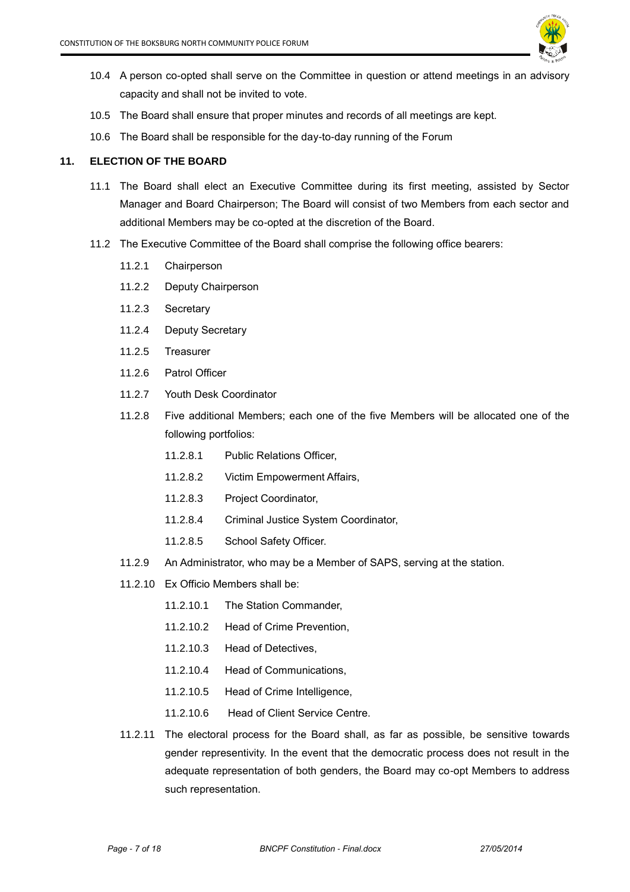10.4 A person co-opted shall serve on the Committee in question or attend meetings in an advisory capacity and shall not be invited to vote.

10.5 The Board shall ensure that proper minutes and records of all meetings are kept.

10.6 The Board shall be responsible for the day-to-day running of the Forum

## 11. ELECTION OF THE BOARD

11.1 The Board shall elect an Executive Committee during its first meeting, assisted by Sector Manager and Board Chairperson; The Board will consist of two Members from each sector and additional Members may be co-opted at the discretion of the Board.

11.2 The Executive Committee of the Board shall comprise the following office bearers:

11.2.1 Chairperson

11.2.2 Deputy Chairperson

11.2.3 Secretary

11.2.4 Deputy Secretary

11.2.5 Treasurer

11.2.6 Patrol Officer

11.2.7 Youth Desk Coordinator

11.2.8 Five additional Members; each one of the five Members will be allocated one of the following portfolios:

11.2.8.1 Public Relations Officer,

11.2.8.2 Victim Empowerment Affairs,

11.2.8.3 Project Coordinator,

11.2.8.4 Criminal Justice System Coordinator,

11.2.8.5 School Safety Officer.

11.2.9 An Administrator, who may be a Member of SAPS, serving at the station.

11.2.10 Ex Officio Members shall be:

11.2.10.1 The Station Commander,

11.2.10.2 Head of Crime Prevention,

11.2.10.3 Head of Detectives,

11.2.10.4 Head of Communications,

11.2.10.5 Head of Crime Intelligence,

11.2.10.6 Head of Client Service Centre.

11.2.11 The electoral process for the Board shall, as far as possible, be sensitive towards gender representivity. In the event that the democratic process does not result in the adequate representation of both genders, the Board may co-opt Members to address such representation.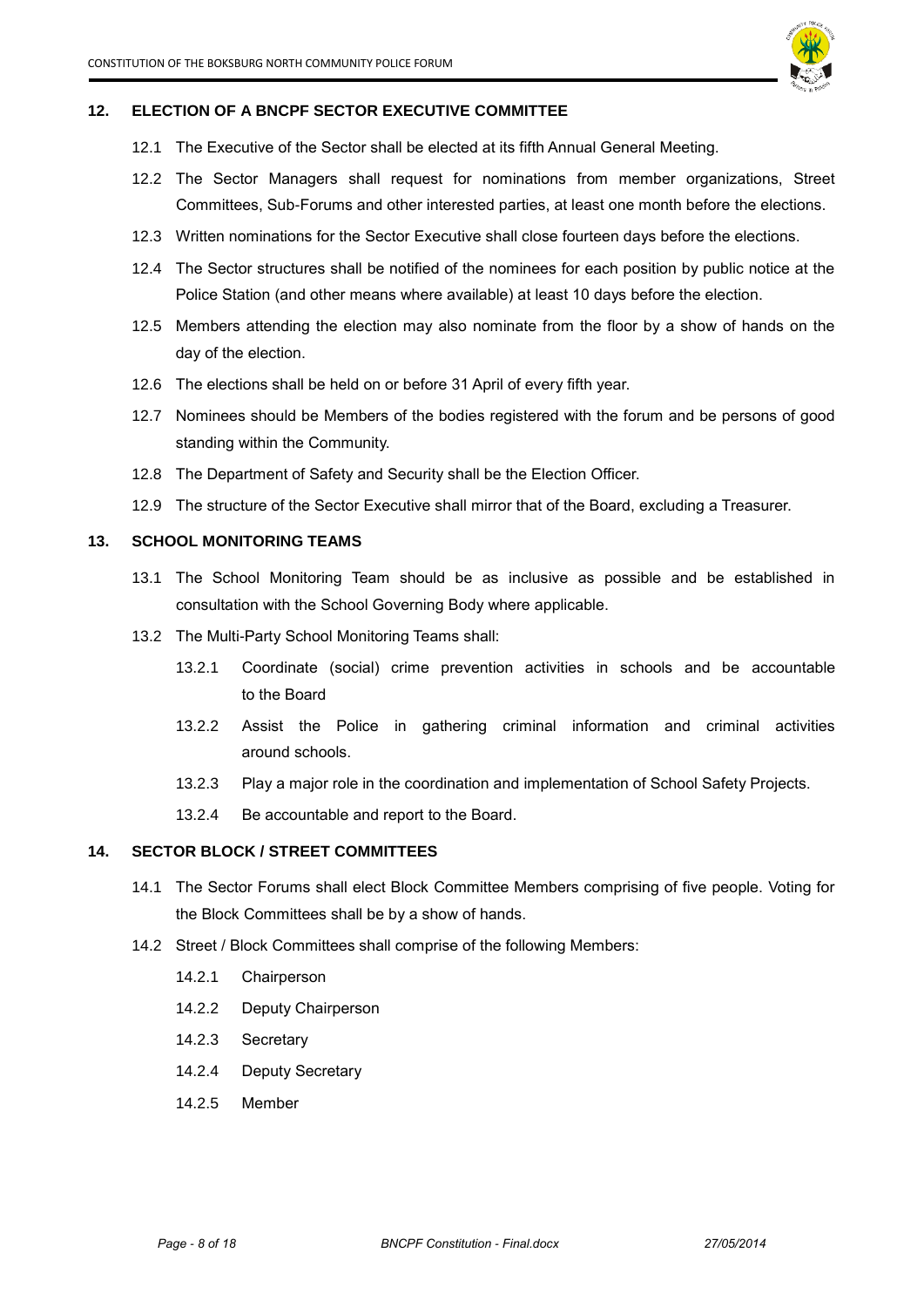## 12. ELECTION OF A BNCPF SECTOR EXECUTIVE COMMITTEE

12.1 The Executive of the Sector shall be elected at its fifth Annual General Meeting.

12.2 The Sector Managers shall request for nominations from member organizations, Street Committees, Sub-Forums and other interested parties, at least one month before the elections.

12.3 Written nominations for the Sector Executive shall close fourteen days before the elections.

12.4 The Sector structures shall be notified of the nominees for each position by public notice at the Police Station (and other means where available) at least 10 days before the election.

12.5 Members attending the election may also nominate from the floor by a show of hands on the day of the election.

12.6 The elections shall be held on or before 31 April of every fifth year.

12.7 Nominees should be Members of the bodies registered with the forum and be persons of good standing within the Community.

12.8 The Department of Safety and Security shall be the Election Officer.

12.9 The structure of the Sector Executive shall mirror that of the Board, excluding a Treasurer.

## 13. SCHOOL MONITORING TEAMS

13.1 The School Monitoring Team should be as inclusive as possible and be established in consultation with the School Governing Body where applicable.

13.2 The Multi-Party School Monitoring Teams shall:

13.2.1 Coordinate (social) crime prevention activities in schools and be accountable to the Board

13.2.2 Assist the Police in gathering criminal information and criminal activities around schools.

13.2.3 Play a major role in the coordination and implementation of School Safety Projects.

13.2.4 Be accountable and report to the Board.

## 14. SECTOR BLOCK / STREET COMMITTEES

14.1 The Sector Forums shall elect Block Committee Members comprising of five people. Voting for the Block Committees shall be by a show of hands.

14.2 Street / Block Committees shall comprise of the following Members:

14.2.1 Chairperson

14.2.2 Deputy Chairperson

14.2.3 Secretary

14.2.4 Deputy Secretary

14.2.5 Member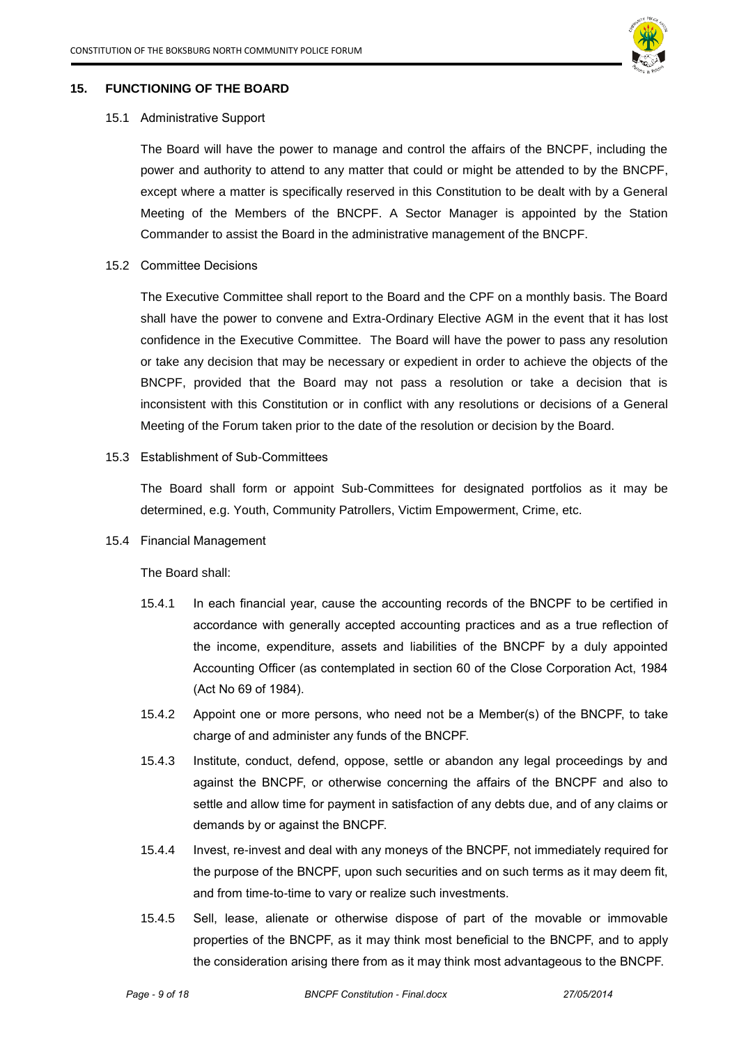## 15. FUNCTIONING OF THE BOARD

15.1 Administrative Support

The Board will have the power to manage and control the affairs of the BNCPF, including the power and authority to attend to any matter that could or might be attended to by the BNCPF, except where a matter is specifically reserved in this Constitution to be dealt with by a General Meeting of the Members of the BNCPF. A Sector Manager is appointed by the Station Commander to assist the Board in the administrative management of the BNCPF.

15.2 Committee Decisions

The Executive Committee shall report to the Board and the CPF on a monthly basis. The Board shall have the power to convene and Extra-Ordinary Elective AGM in the event that it has lost confidence in the Executive Committee. The Board will have the power to pass any resolution or take any decision that may be necessary or expedient in order to achieve the objects of the BNCPF, provided that the Board may not pass a resolution or take a decision that is inconsistent with this Constitution or in conflict with any resolutions or decisions of a General Meeting of the Forum taken prior to the date of the resolution or decision by the Board.

15.3 Establishment of Sub-Committees

The Board shall form or appoint Sub-Committees for designated portfolios as it may be determined, e.g. Youth, Community Patrollers, Victim Empowerment, Crime, etc.

15.4 Financial Management

The Board shall:

15.4.1 In each financial year, cause the accounting records of the BNCPF to be certified in accordance with generally accepted accounting practices and as a true reflection of the income, expenditure, assets and liabilities of the BNCPF by a duly appointed Accounting Officer (as contemplated in section 60 of the Close Corporation Act, 1984 (Act No 69 of 1984).

15.4.2 Appoint one or more persons, who need not be a Member(s) of the BNCPF, to take charge of and administer any funds of the BNCPF.

15.4.3 Institute, conduct, defend, oppose, settle or abandon any legal proceedings by and against the BNCPF, or otherwise concerning the affairs of the BNCPF and also to settle and allow time for payment in satisfaction of any debts due, and of any claims or demands by or against the BNCPF.

15.4.4 Invest, re-invest and deal with any moneys of the BNCPF, not immediately required for the purpose of the BNCPF, upon such securities and on such terms as it may deem fit, and from time-to-time to vary or realize such investments.

15.4.5 Sell, lease, alienate or otherwise dispose of part of the movable or immovable properties of the BNCPF, as it may think most beneficial to the BNCPF, and to apply the consideration arising there from as it may think most advantageous to the BNCPF.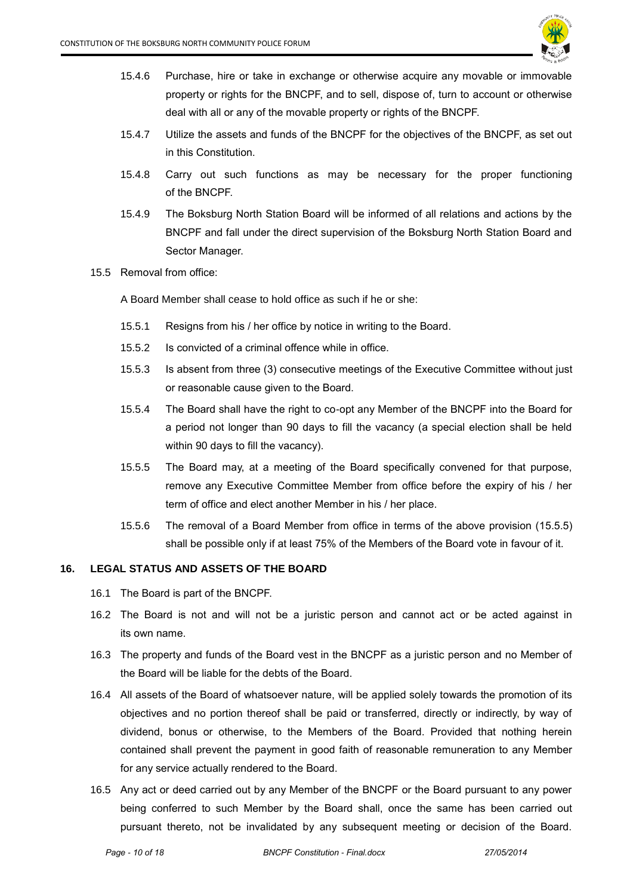15.4.6 Purchase, hire or take in exchange or otherwise acquire any movable or immovable property or rights for the BNCPF, and to sell, dispose of, turn to account or otherwise deal with all or any of the movable property or rights of the BNCPF.

15.4.7 Utilize the assets and funds of the BNCPF for the objectives of the BNCPF, as set out in this Constitution.

15.4.8 Carry out such functions as may be necessary for the proper functioning of the BNCPF.

15.4.9 The Boksburg North Station Board will be informed of all relations and actions by the BNCPF and fall under the direct supervision of the Boksburg North Station Board and Sector Manager.

15.5 Removal from office:

A Board Member shall cease to hold office as such if he or she:

15.5.1 Resigns from his / her office by notice in writing to the Board.

15.5.2 Is convicted of a criminal offence while in office.

15.5.3 Is absent from three (3) consecutive meetings of the Executive Committee without just or reasonable cause given to the Board.

15.5.4 The Board shall have the right to co-opt any Member of the BNCPF into the Board for a period not longer than 90 days to fill the vacancy (a special election shall be held within 90 days to fill the vacancy).

15.5.5 The Board may, at a meeting of the Board specifically convened for that purpose, remove any Executive Committee Member from office before the expiry of his / her term of office and elect another Member in his / her place.

15.5.6 The removal of a Board Member from office in terms of the above provision (15.5.5) shall be possible only if at least 75% of the Members of the Board vote in favour of it.

## 16. LEGAL STATUS AND ASSETS OF THE BOARD

16.1 The Board is part of the BNCPF.

16.2 The Board is not and will not be a juristic person and cannot act or be acted against in its own name.

16.3 The property and funds of the Board vest in the BNCPF as a juristic person and no Member of the Board will be liable for the debts of the Board.

16.4 All assets of the Board of whatsoever nature, will be applied solely towards the promotion of its objectives and no portion thereof shall be paid or transferred, directly or indirectly, by way of dividend, bonus or otherwise, to the Members of the Board. Provided that nothing herein contained shall prevent the payment in good faith of reasonable remuneration to any Member for any service actually rendered to the Board.

16.5 Any act or deed carried out by any Member of the BNCPF or the Board pursuant to any power being conferred to such Member by the Board shall, once the same has been carried out pursuant thereto, not be invalidated by any subsequent meeting or decision of the Board.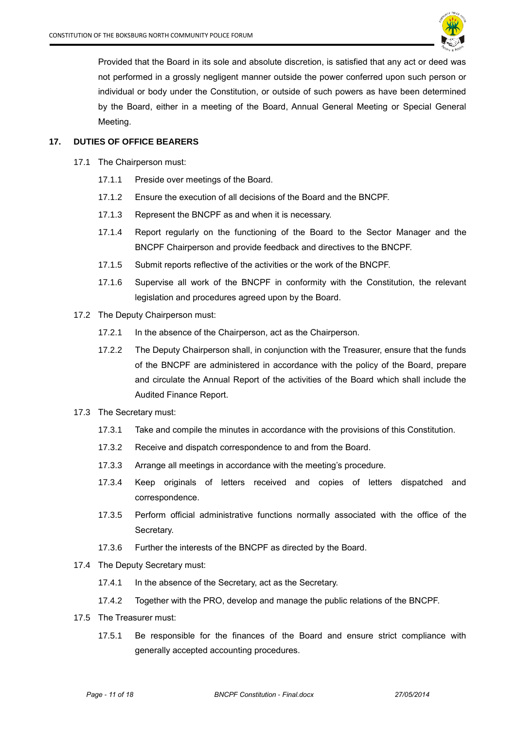Provided that the Board in its sole and absolute discretion, is satisfied that any act or deed was not performed in a grossly negligent manner outside the power conferred upon such person or individual or body under the Constitution, or outside of such powers as have been determined by the Board, either in a meeting of the Board, Annual General Meeting or Special General Meeting.

## 17. DUTIES OF OFFICE BEARERS

17.1 The Chairperson must:

- 17.1.1 Preside over meetings of the Board.
- 17.1.2 Ensure the execution of all decisions of the Board and the BNCPF.
- 17.1.3 Represent the BNCPF as and when it is necessary.
- 17.1.4 Report regularly on the functioning of the Board to the Sector Manager and the BNCPF Chairperson and provide feedback and directives to the BNCPF.
- 17.1.5 Submit reports reflective of the activities or the work of the BNCPF.
- 17.1.6 Supervise all work of the BNCPF in conformity with the Constitution, the relevant legislation and procedures agreed upon by the Board.

17.2 The Deputy Chairperson must:

- 17.2.1 In the absence of the Chairperson, act as the Chairperson.
- 17.2.2 The Deputy Chairperson shall, in conjunction with the Treasurer, ensure that the funds of the BNCPF are administered in accordance with the policy of the Board, prepare and circulate the Annual Report of the activities of the Board which shall include the Audited Finance Report.

17.3 The Secretary must:

- 17.3.1 Take and compile the minutes in accordance with the provisions of this Constitution.
- 17.3.2 Receive and dispatch correspondence to and from the Board.
- 17.3.3 Arrange all meetings in accordance with the meeting's procedure.
- 17.3.4 Keep originals of letters received and copies of letters dispatched and correspondence.
- 17.3.5 Perform official administrative functions normally associated with the office of the Secretary.
- 17.3.6 Further the interests of the BNCPF as directed by the Board.

17.4 The Deputy Secretary must:

- 17.4.1 In the absence of the Secretary, act as the Secretary.
- 17.4.2 Together with the PRO, develop and manage the public relations of the BNCPF.

17.5 The Treasurer must:

- 17.5.1 Be responsible for the finances of the Board and ensure strict compliance with generally accepted accounting procedures.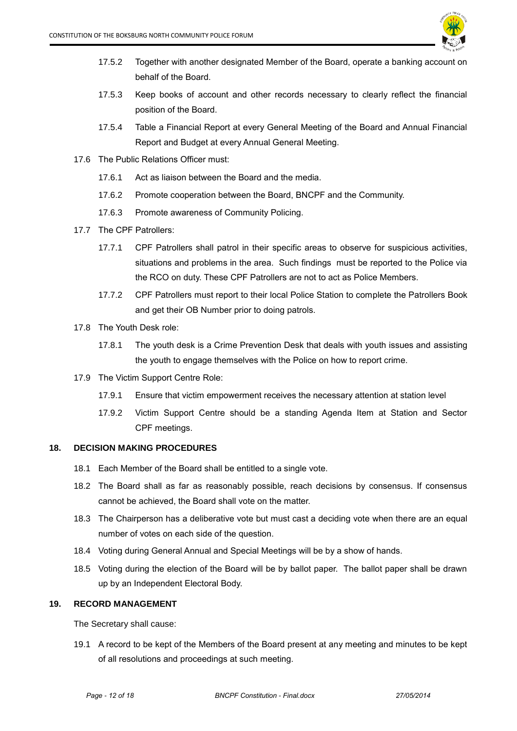17.5.2 Together with another designated Member of the Board, operate a banking account on behalf of the Board.

17.5.3 Keep books of account and other records necessary to clearly reflect the financial position of the Board.

17.5.4 Table a Financial Report at every General Meeting of the Board and Annual Financial Report and Budget at every Annual General Meeting.

17.6 The Public Relations Officer must:

17.6.1 Act as liaison between the Board and the media.

17.6.2 Promote cooperation between the Board, BNCPF and the Community.

17.6.3 Promote awareness of Community Policing.

17.7 The CPF Patrollers:

17.7.1 CPF Patrollers shall patrol in their specific areas to observe for suspicious activities, situations and problems in the area. Such findings must be reported to the Police via the RCO on duty. These CPF Patrollers are not to act as Police Members.

17.7.2 CPF Patrollers must report to their local Police Station to complete the Patrollers Book and get their OB Number prior to doing patrols.

17.8 The Youth Desk role:

17.8.1 The youth desk is a Crime Prevention Desk that deals with youth issues and assisting the youth to engage themselves with the Police on how to report crime.

17.9 The Victim Support Centre Role:

17.9.1 Ensure that victim empowerment receives the necessary attention at station level

17.9.2 Victim Support Centre should be a standing Agenda Item at Station and Sector CPF meetings.

## 18. DECISION MAKING PROCEDURES

18.1 Each Member of the Board shall be entitled to a single vote.

18.2 The Board shall as far as reasonably possible, reach decisions by consensus. If consensus cannot be achieved, the Board shall vote on the matter.

18.3 The Chairperson has a deliberative vote but must cast a deciding vote when there are an equal number of votes on each side of the question.

18.4 Voting during General Annual and Special Meetings will be by a show of hands.

18.5 Voting during the election of the Board will be by ballot paper. The ballot paper shall be drawn up by an Independent Electoral Body.

## 19. RECORD MANAGEMENT

The Secretary shall cause:

19.1 A record to be kept of the Members of the Board present at any meeting and minutes to be kept of all resolutions and proceedings at such meeting.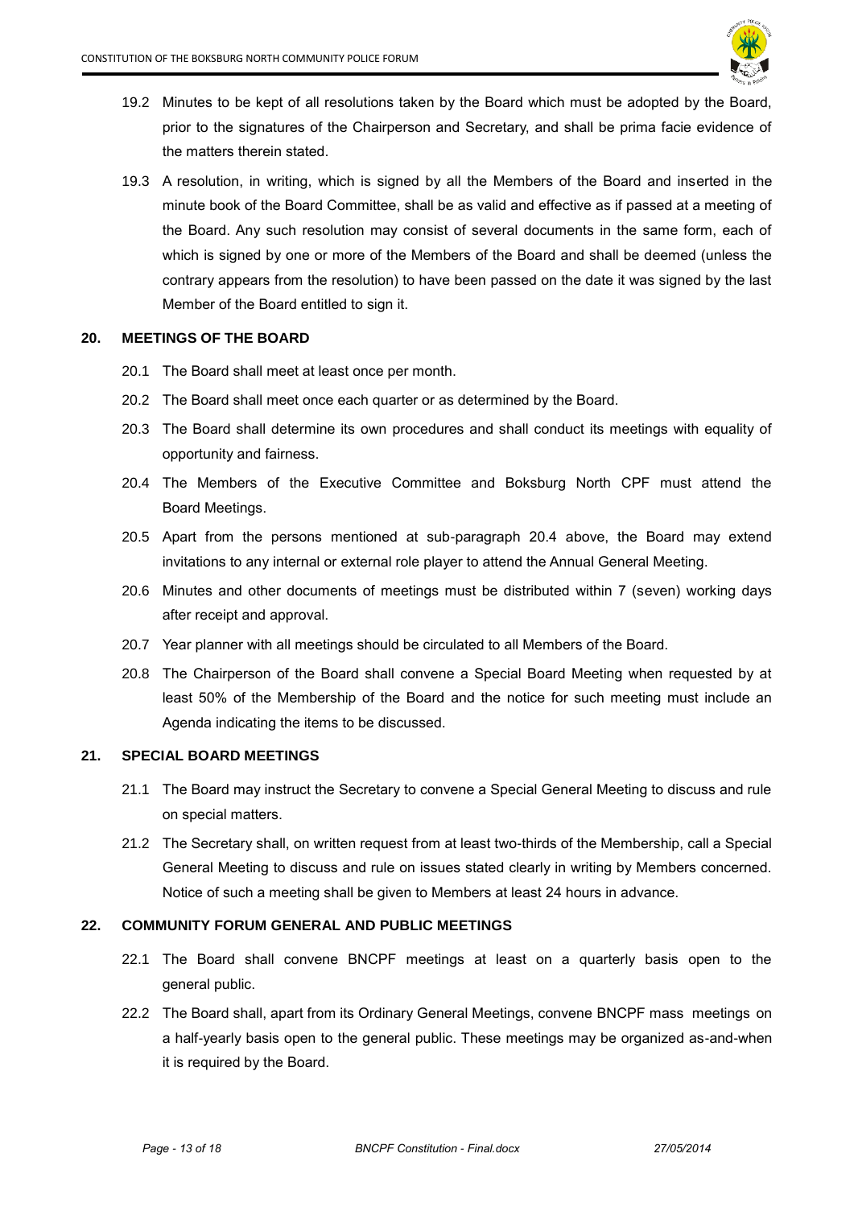19.2 Minutes to be kept of all resolutions taken by the Board which must be adopted by the Board, prior to the signatures of the Chairperson and Secretary, and shall be prima facie evidence of the matters therein stated.

19.3 A resolution, in writing, which is signed by all the Members of the Board and inserted in the minute book of the Board Committee, shall be as valid and effective as if passed at a meeting of the Board. Any such resolution may consist of several documents in the same form, each of which is signed by one or more of the Members of the Board and shall be deemed (unless the contrary appears from the resolution) to have been passed on the date it was signed by the last Member of the Board entitled to sign it.

## 20. MEETINGS OF THE BOARD

20.1 The Board shall meet at least once per month.

20.2 The Board shall meet once each quarter or as determined by the Board.

20.3 The Board shall determine its own procedures and shall conduct its meetings with equality of opportunity and fairness.

20.4 The Members of the Executive Committee and Boksburg North CPF must attend the Board Meetings.

20.5 Apart from the persons mentioned at sub-paragraph 20.4 above, the Board may extend invitations to any internal or external role player to attend the Annual General Meeting.

20.6 Minutes and other documents of meetings must be distributed within 7 (seven) working days after receipt and approval.

20.7 Year planner with all meetings should be circulated to all Members of the Board.

20.8 The Chairperson of the Board shall convene a Special Board Meeting when requested by at least 50% of the Membership of the Board and the notice for such meeting must include an Agenda indicating the items to be discussed.

## 21. SPECIAL BOARD MEETINGS

21.1 The Board may instruct the Secretary to convene a Special General Meeting to discuss and rule on special matters.

21.2 The Secretary shall, on written request from at least two-thirds of the Membership, call a Special General Meeting to discuss and rule on issues stated clearly in writing by Members concerned. Notice of such a meeting shall be given to Members at least 24 hours in advance.

## 22. COMMUNITY FORUM GENERAL AND PUBLIC MEETINGS

22.1 The Board shall convene BNCPF meetings at least on a quarterly basis open to the general public.

22.2 The Board shall, apart from its Ordinary General Meetings, convene BNCPF mass meetings on a half-yearly basis open to the general public. These meetings may be organized as-and-when it is required by the Board.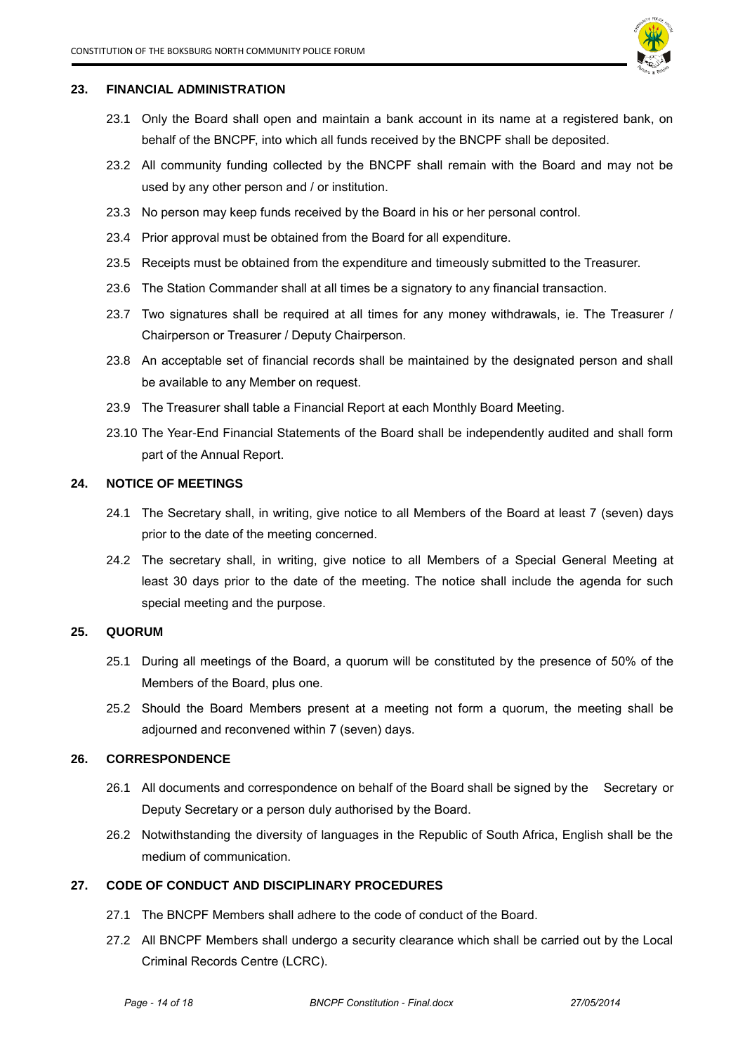## 23. FINANCIAL ADMINISTRATION

23.1 Only the Board shall open and maintain a bank account in its name at a registered bank, on behalf of the BNCPF, into which all funds received by the BNCPF shall be deposited.

23.2 All community funding collected by the BNCPF shall remain with the Board and may not be used by any other person and / or institution.

23.3 No person may keep funds received by the Board in his or her personal control.

23.4 Prior approval must be obtained from the Board for all expenditure.

23.5 Receipts must be obtained from the expenditure and timeously submitted to the Treasurer.

23.6 The Station Commander shall at all times be a signatory to any financial transaction.

23.7 Two signatures shall be required at all times for any money withdrawals, ie. The Treasurer / Chairperson or Treasurer / Deputy Chairperson.

23.8 An acceptable set of financial records shall be maintained by the designated person and shall be available to any Member on request.

23.9 The Treasurer shall table a Financial Report at each Monthly Board Meeting.

23.10 The Year-End Financial Statements of the Board shall be independently audited and shall form part of the Annual Report.

## 24. NOTICE OF MEETINGS

24.1 The Secretary shall, in writing, give notice to all Members of the Board at least 7 (seven) days prior to the date of the meeting concerned.

24.2 The secretary shall, in writing, give notice to all Members of a Special General Meeting at least 30 days prior to the date of the meeting. The notice shall include the agenda for such special meeting and the purpose.

## 25. QUORUM

25.1 During all meetings of the Board, a quorum will be constituted by the presence of 50% of the Members of the Board, plus one.

25.2 Should the Board Members present at a meeting not form a quorum, the meeting shall be adjourned and reconvened within 7 (seven) days.

## 26. CORRESPONDENCE

26.1 All documents and correspondence on behalf of the Board shall be signed by the Secretary or Deputy Secretary or a person duly authorised by the Board.

26.2 Notwithstanding the diversity of languages in the Republic of South Africa, English shall be the medium of communication.

## 27. CODE OF CONDUCT AND DISCIPLINARY PROCEDURES

27.1 The BNCPF Members shall adhere to the code of conduct of the Board.

27.2 All BNCPF Members shall undergo a security clearance which shall be carried out by the Local Criminal Records Centre (LCRC).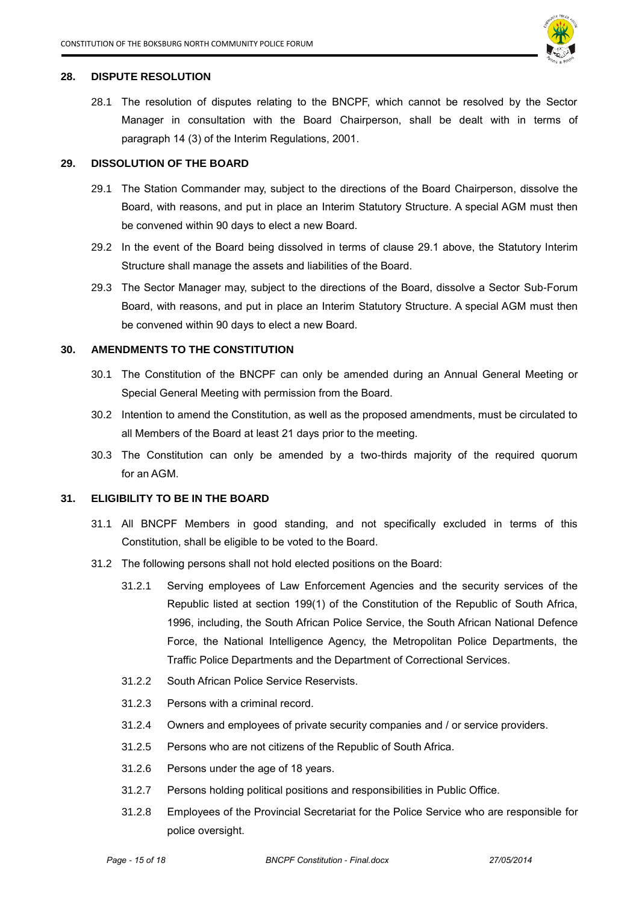## 28. DISPUTE RESOLUTION

28.1 The resolution of disputes relating to the BNCPF, which cannot be resolved by the Sector Manager in consultation with the Board Chairperson, shall be dealt with in terms of paragraph 14 (3) of the Interim Regulations, 2001.

## 29. DISSOLUTION OF THE BOARD

29.1 The Station Commander may, subject to the directions of the Board Chairperson, dissolve the Board, with reasons, and put in place an Interim Statutory Structure. A special AGM must then be convened within 90 days to elect a new Board.

29.2 In the event of the Board being dissolved in terms of clause 29.1 above, the Statutory Interim Structure shall manage the assets and liabilities of the Board.

29.3 The Sector Manager may, subject to the directions of the Board, dissolve a Sector Sub-Forum Board, with reasons, and put in place an Interim Statutory Structure. A special AGM must then be convened within 90 days to elect a new Board.

## 30. AMENDMENTS TO THE CONSTITUTION

30.1 The Constitution of the BNCPF can only be amended during an Annual General Meeting or Special General Meeting with permission from the Board.

30.2 Intention to amend the Constitution, as well as the proposed amendments, must be circulated to all Members of the Board at least 21 days prior to the meeting.

30.3 The Constitution can only be amended by a two-thirds majority of the required quorum for an AGM.

## 31. ELIGIBILITY TO BE IN THE BOARD

31.1 All BNCPF Members in good standing, and not specifically excluded in terms of this Constitution, shall be eligible to be voted to the Board.

31.2 The following persons shall not hold elected positions on the Board:

31.2.1 Serving employees of Law Enforcement Agencies and the security services of the Republic listed at section 199(1) of the Constitution of the Republic of South Africa, 1996, including, the South African Police Service, the South African National Defence Force, the National Intelligence Agency, the Metropolitan Police Departments, the Traffic Police Departments and the Department of Correctional Services.

31.2.2 South African Police Service Reservists.

31.2.3 Persons with a criminal record.

31.2.4 Owners and employees of private security companies and / or service providers.

31.2.5 Persons who are not citizens of the Republic of South Africa.

31.2.6 Persons under the age of 18 years.

31.2.7 Persons holding political positions and responsibilities in Public Office.

31.2.8 Employees of the Provincial Secretariat for the Police Service who are responsible for police oversight.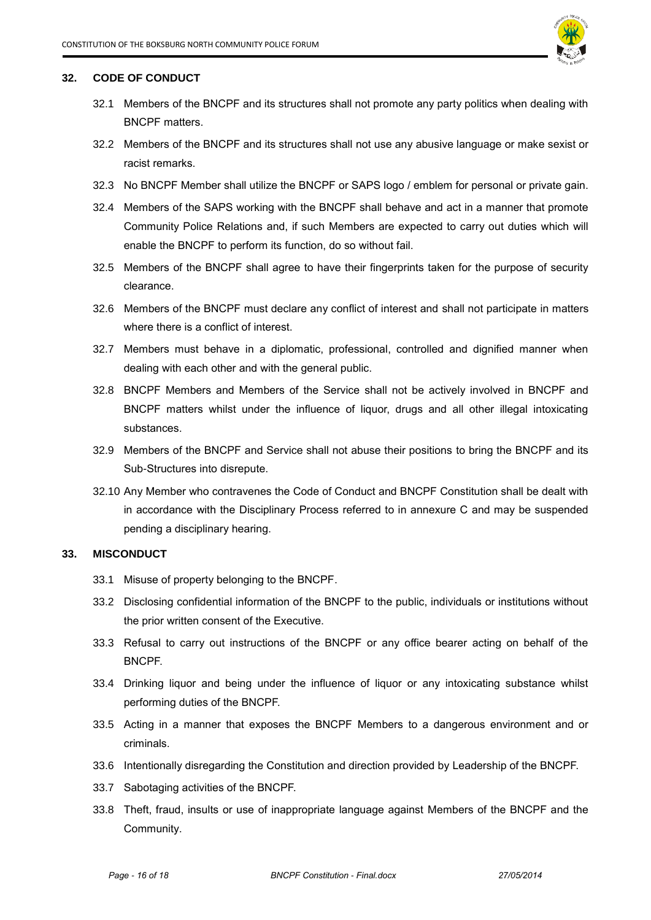## 32. CODE OF CONDUCT

32.1 Members of the BNCPF and its structures shall not promote any party politics when dealing with BNCPF matters.

32.2 Members of the BNCPF and its structures shall not use any abusive language or make sexist or racist remarks.

32.3 No BNCPF Member shall utilize the BNCPF or SAPS logo / emblem for personal or private gain.

32.4 Members of the SAPS working with the BNCPF shall behave and act in a manner that promote Community Police Relations and, if such Members are expected to carry out duties which will enable the BNCPF to perform its function, do so without fail.

32.5 Members of the BNCPF shall agree to have their fingerprints taken for the purpose of security clearance.

32.6 Members of the BNCPF must declare any conflict of interest and shall not participate in matters where there is a conflict of interest.

32.7 Members must behave in a diplomatic, professional, controlled and dignified manner when dealing with each other and with the general public.

32.8 BNCPF Members and Members of the Service shall not be actively involved in BNCPF and BNCPF matters whilst under the influence of liquor, drugs and all other illegal intoxicating substances.

32.9 Members of the BNCPF and Service shall not abuse their positions to bring the BNCPF and its Sub-Structures into disrepute.

32.10 Any Member who contravenes the Code of Conduct and BNCPF Constitution shall be dealt with in accordance with the Disciplinary Process referred to in annexure C and may be suspended pending a disciplinary hearing.

## 33. MISCONDUCT

33.1 Misuse of property belonging to the BNCPF.

33.2 Disclosing confidential information of the BNCPF to the public, individuals or institutions without the prior written consent of the Executive.

33.3 Refusal to carry out instructions of the BNCPF or any office bearer acting on behalf of the BNCPF.

33.4 Drinking liquor and being under the influence of liquor or any intoxicating substance whilst performing duties of the BNCPF.

33.5 Acting in a manner that exposes the BNCPF Members to a dangerous environment and or criminals.

33.6 Intentionally disregarding the Constitution and direction provided by Leadership of the BNCPF.

33.7 Sabotaging activities of the BNCPF.

33.8 Theft, fraud, insults or use of inappropriate language against Members of the BNCPF and the Community.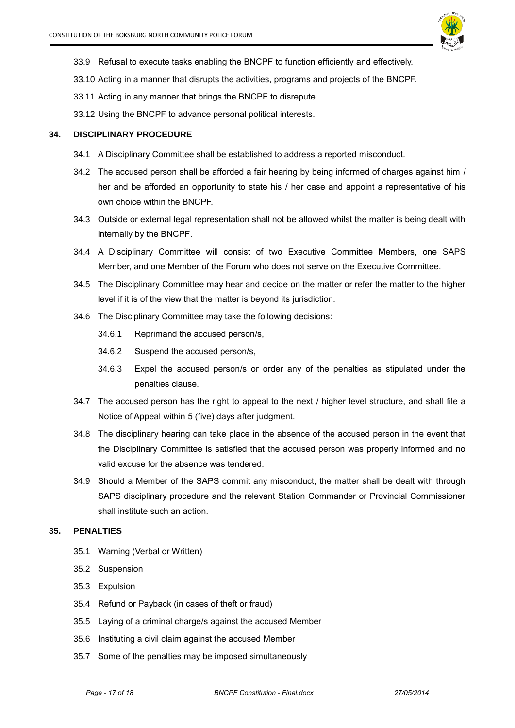33.9 Refusal to execute tasks enabling the BNCPF to function efficiently and effectively.

33.10 Acting in a manner that disrupts the activities, programs and projects of the BNCPF.

33.11 Acting in any manner that brings the BNCPF to disrepute.

33.12 Using the BNCPF to advance personal political interests.

## 34. DISCIPLINARY PROCEDURE

34.1 A Disciplinary Committee shall be established to address a reported misconduct.

34.2 The accused person shall be afforded a fair hearing by being informed of charges against him / her and be afforded an opportunity to state his / her case and appoint a representative of his own choice within the BNCPF.

34.3 Outside or external legal representation shall not be allowed whilst the matter is being dealt with internally by the BNCPF.

34.4 A Disciplinary Committee will consist of two Executive Committee Members, one SAPS Member, and one Member of the Forum who does not serve on the Executive Committee.

34.5 The Disciplinary Committee may hear and decide on the matter or refer the matter to the higher level if it is of the view that the matter is beyond its jurisdiction.

34.6 The Disciplinary Committee may take the following decisions:

- 34.6.1 Reprimand the accused person/s,
- 34.6.2 Suspend the accused person/s,
- 34.6.3 Expel the accused person/s or order any of the penalties as stipulated under the penalties clause.

34.7 The accused person has the right to appeal to the next / higher level structure, and shall file a Notice of Appeal within 5 (five) days after judgment.

34.8 The disciplinary hearing can take place in the absence of the accused person in the event that the Disciplinary Committee is satisfied that the accused person was properly informed and no valid excuse for the absence was tendered.

34.9 Should a Member of the SAPS commit any misconduct, the matter shall be dealt with through SAPS disciplinary procedure and the relevant Station Commander or Provincial Commissioner shall institute such an action.

## 35. PENALTIES

35.1 Warning (Verbal or Written)

35.2 Suspension

35.3 Expulsion

35.4 Refund or Payback (in cases of theft or fraud)

35.5 Laying of a criminal charge/s against the accused Member

35.6 Instituting a civil claim against the accused Member

35.7 Some of the penalties may be imposed simultaneously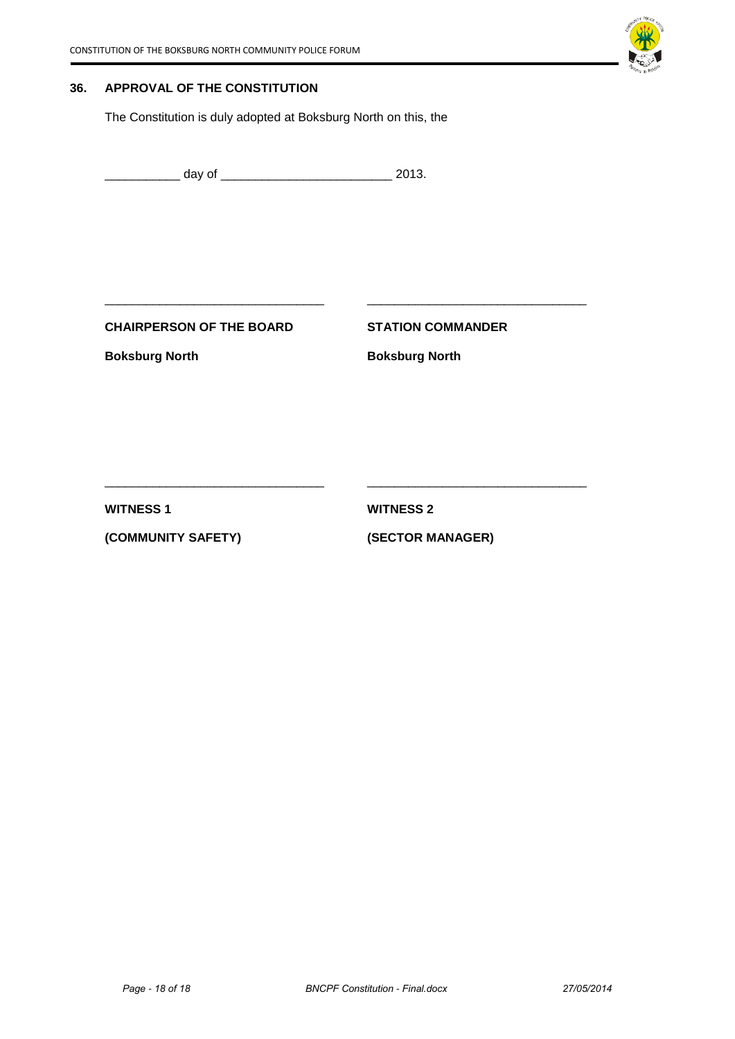## 36. APPROVAL OF THE CONSTITUTION

The Constitution is duly adopted at Boksburg North on this, the

___________ day of _________________________ 2013.

| | |
|---|---|
| ________________________________ | ________________________________ |
| **CHAIRPERSON OF THE BOARD** | **STATION COMMANDER** |
| **Boksburg North** | **Boksburg North** |

| | |
|---|---|
| ________________________________ | ________________________________ |
| **WITNESS 1** | **WITNESS 2** |
| **(COMMUNITY SAFETY)** | **(SECTOR MANAGER)** |